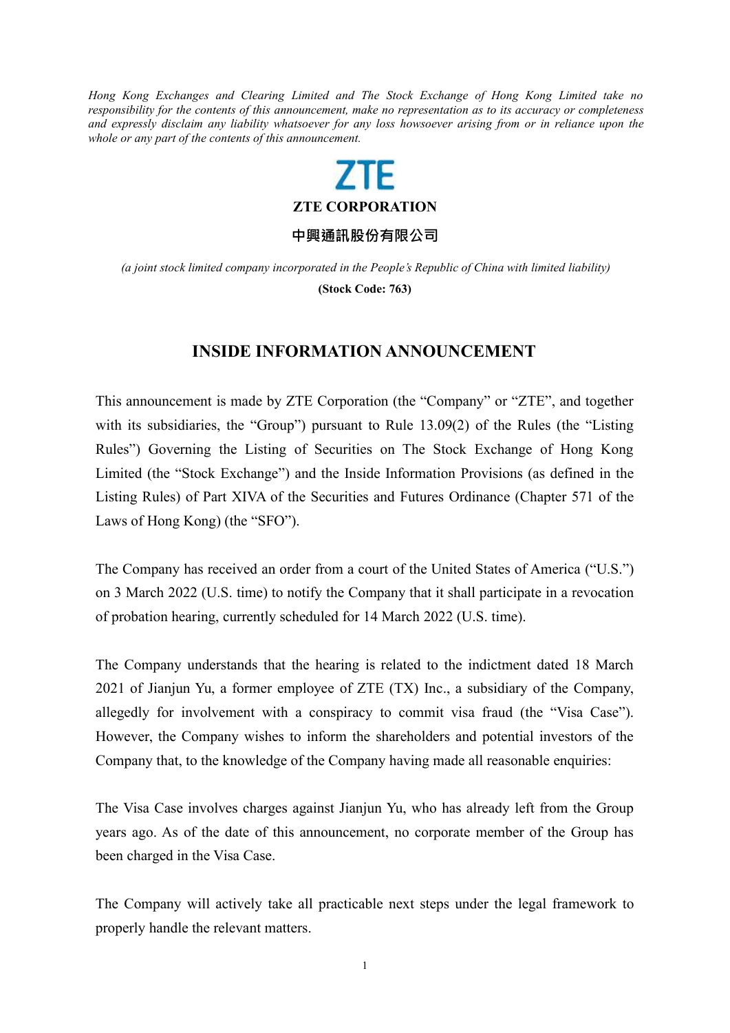*Hong Kong Exchanges and Clearing Limited and The Stock Exchange of Hong Kong Limited take no responsibility for the contents of this announcement, make no representation as to its accuracy or completeness and expressly disclaim any liability whatsoever for any loss howsoever arising from or in reliance upon the whole or any part of the contents of this announcement.*

**ZTE**

**ZTE CORPORATION**

**中興通訊股份有限公司**

*(a joint stock limited company incorporated in the People's Republic of China with limited liability)*

**(Stock Code: 763)**

# INSIDE INFORMATION ANNOUNCEMENT

This announcement is made by ZTE Corporation (the "Company" or "ZTE", and together with its subsidiaries, the "Group") pursuant to Rule 13.09(2) of the Rules (the "Listing Rules") Governing the Listing of Securities on The Stock Exchange of Hong Kong Limited (the "Stock Exchange") and the Inside Information Provisions (as defined in the Listing Rules) of Part XIVA of the Securities and Futures Ordinance (Chapter 571 of the Laws of Hong Kong) (the "SFO").

The Company has received an order from a court of the United States of America ("U.S.") on 3 March 2022 (U.S. time) to notify the Company that it shall participate in a revocation of probation hearing, currently scheduled for 14 March 2022 (U.S. time).

The Company understands that the hearing is related to the indictment dated 18 March 2021 of Jianjun Yu, a former employee of ZTE (TX) Inc., a subsidiary of the Company, allegedly for involvement with a conspiracy to commit visa fraud (the "Visa Case"). However, the Company wishes to inform the shareholders and potential investors of the Company that, to the knowledge of the Company having made all reasonable enquiries:

The Visa Case involves charges against Jianjun Yu, who has already left from the Group years ago. As of the date of this announcement, no corporate member of the Group has been charged in the Visa Case.

The Company will actively take all practicable next steps under the legal framework to properly handle the relevant matters.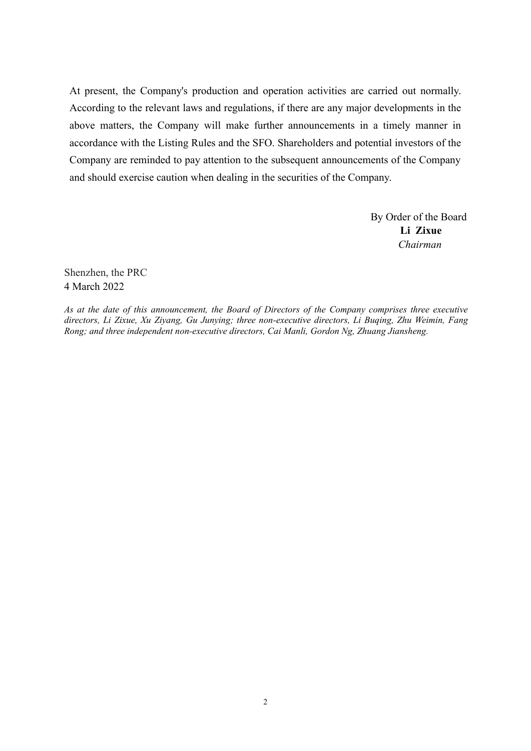At present, the Company's production and operation activities are carried out normally. According to the relevant laws and regulations, if there are any major developments in the above matters, the Company will make further announcements in a timely manner in accordance with the Listing Rules and the SFO. Shareholders and potential investors of the Company are reminded to pay attention to the subsequent announcements of the Company and should exercise caution when dealing in the securities of the Company.

By Order of the Board
**Li Zixue**
*Chairman*

Shenzhen, the PRC
4 March 2022

*As at the date of this announcement, the Board of Directors of the Company comprises three executive directors, Li Zixue, Xu Ziyang, Gu Junying; three non-executive directors, Li Buqing, Zhu Weimin, Fang Rong; and three independent non-executive directors, Cai Manli, Gordon Ng, Zhuang Jiansheng.*